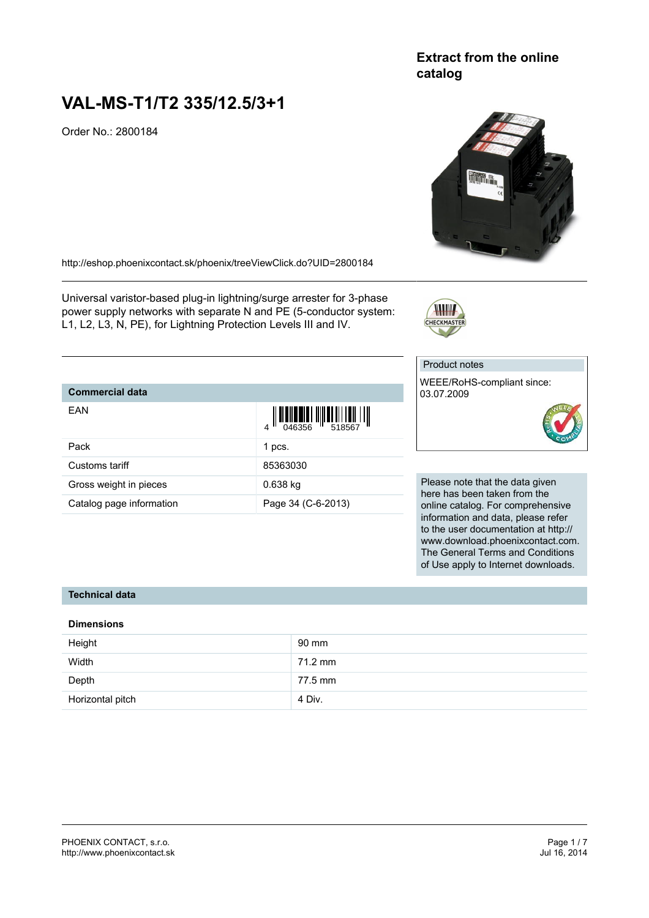Extract from the online catalog

# VAL-MS-T1/T2 335/12.5/3+1

Order No.: 2800184

http://eshop.phoenixcontact.sk/phoenix/treeViewClick.do?UID=2800184

Universal varistor-based plug-in lightning/surge arrester for 3-phase power supply networks with separate N and PE (5-conductor system: L1, L2, L3, N, PE), for Lightning Protection Levels III and IV.

| Commercial data | |
|---|---|
| EAN | 4 046356 518567 |
| Pack | 1 pcs. |
| Customs tariff | 85363030 |
| Gross weight in pieces | 0.638 kg |
| Catalog page information | Page 34 (C-6-2013) |

Product notes

WEEE/RoHS-compliant since: 03.07.2009

Please note that the data given here has been taken from the online catalog. For comprehensive information and data, please refer to the user documentation at http://www.download.phoenixcontact.com. The General Terms and Conditions of Use apply to Internet downloads.

## Technical data

### Dimensions

| | |
|---|---|
| Height | 90 mm |
| Width | 71.2 mm |
| Depth | 77.5 mm |
| Horizontal pitch | 4 Div. |

PHOENIX CONTACT, s.r.o.
http://www.phoenixcontact.sk

Jul 16, 2014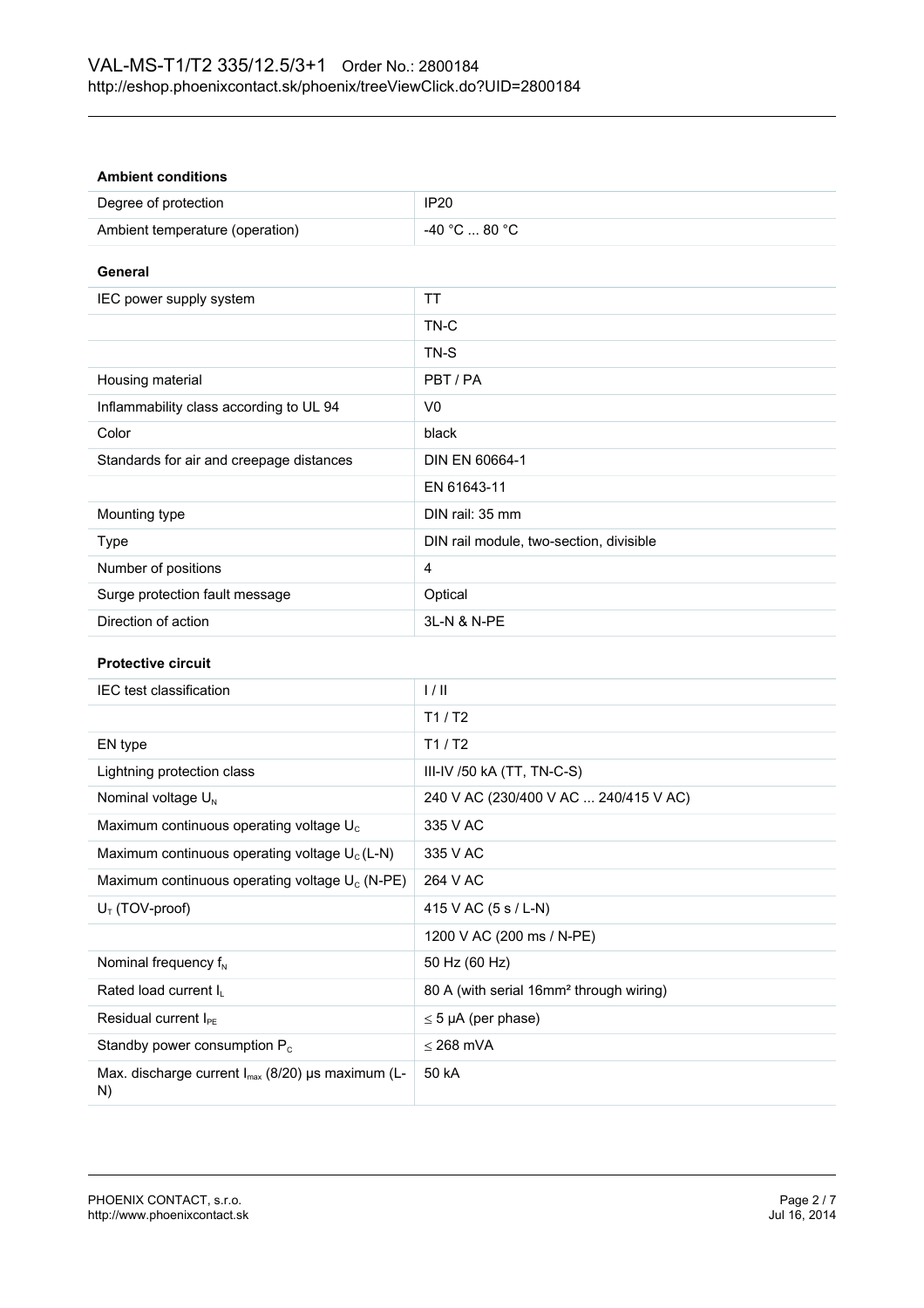### Ambient conditions

| | |
|---|---|
| Degree of protection | IP20 |
| Ambient temperature (operation) | -40 °C ... 80 °C |

### General

| | |
|---|---|
| IEC power supply system | TT |
| | TN-C |
| | TN-S |
| Housing material | PBT / PA |
| Inflammability class according to UL 94 | V0 |
| Color | black |
| Standards for air and creepage distances | DIN EN 60664-1 |
| | EN 61643-11 |
| Mounting type | DIN rail: 35 mm |
| Type | DIN rail module, two-section, divisible |
| Number of positions | 4 |
| Surge protection fault message | Optical |
| Direction of action | 3L-N & N-PE |

### Protective circuit

| | |
|---|---|
| IEC test classification | I / II |
| | T1 / T2 |
| EN type | T1 / T2 |
| Lightning protection class | III-IV /50 kA (TT, TN-C-S) |
| Nominal voltage $U_N$ | 240 V AC (230/400 V AC ... 240/415 V AC) |
| Maximum continuous operating voltage $U_C$ | 335 V AC |
| Maximum continuous operating voltage $U_C$ (L-N) | 335 V AC |
| Maximum continuous operating voltage $U_C$ (N-PE) | 264 V AC |
| $U_T$ (TOV-proof) | 415 V AC (5 s / L-N) |
| | 1200 V AC (200 ms / N-PE) |
| Nominal frequency $f_N$ | 50 Hz (60 Hz) |
| Rated load current $I_L$ | 80 A (with serial 16mm² through wiring) |
| Residual current $I_{PE}$ | ≤ 5 µA (per phase) |
| Standby power consumption $P_C$ | ≤ 268 mVA |
| Max. discharge current $I_{max}$ (8/20) µs maximum (L-N) | 50 kA |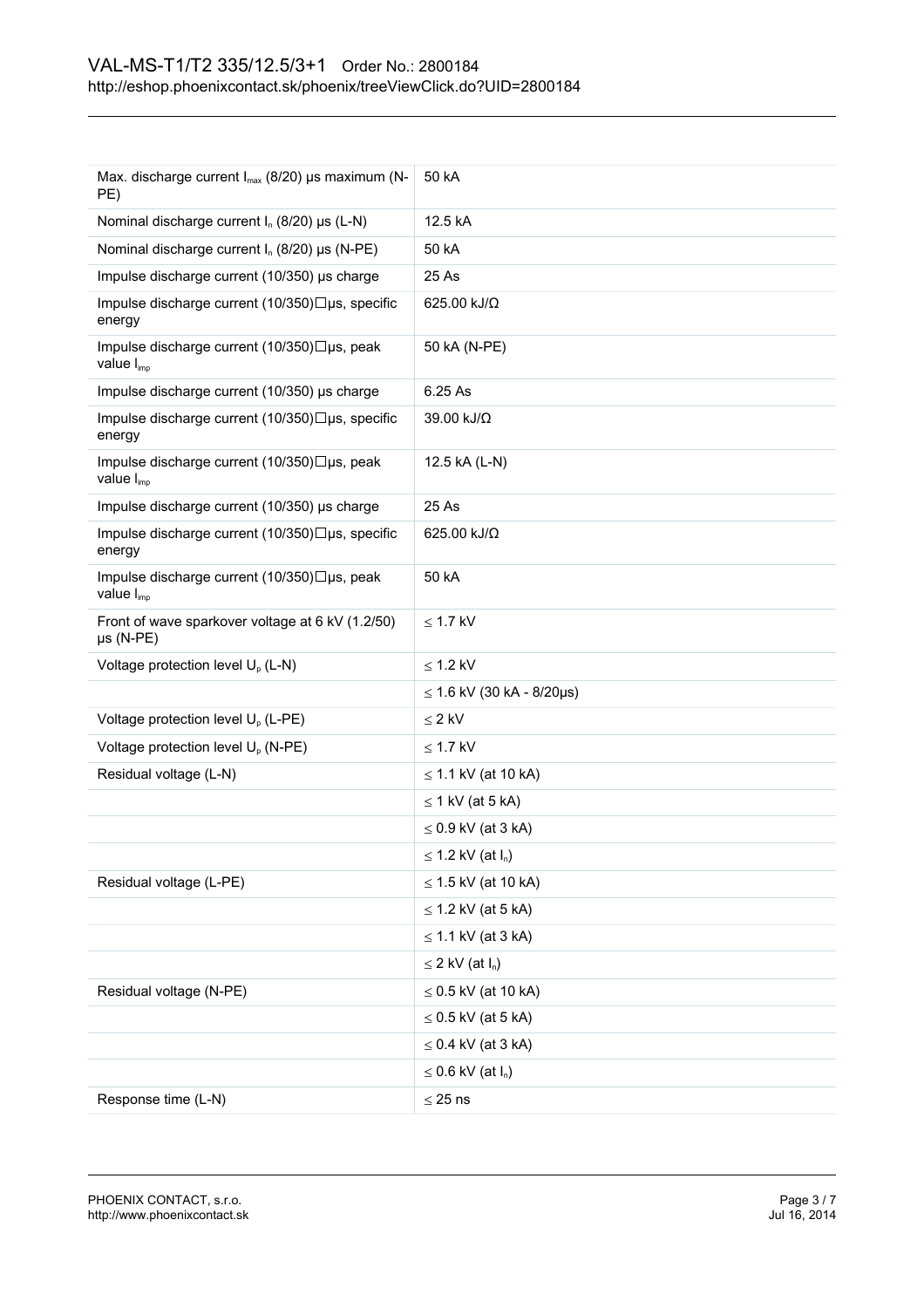| | |
|---|---|
| Max. discharge current $I_{max}$ (8/20) µs maximum (N-PE) | 50 kA |
| Nominal discharge current $I_n$ (8/20) µs (L-N) | 12.5 kA |
| Nominal discharge current $I_n$ (8/20) µs (N-PE) | 50 kA |
| Impulse discharge current (10/350) µs charge | 25 As |
| Impulse discharge current (10/350)□µs, specific energy | 625.00 kJ/Ω |
| Impulse discharge current (10/350)□µs, peak value $I_{imp}$ | 50 kA (N-PE) |
| Impulse discharge current (10/350) µs charge | 6.25 As |
| Impulse discharge current (10/350)□µs, specific energy | 39.00 kJ/Ω |
| Impulse discharge current (10/350)□µs, peak value $I_{imp}$ | 12.5 kA (L-N) |
| Impulse discharge current (10/350) µs charge | 25 As |
| Impulse discharge current (10/350)□µs, specific energy | 625.00 kJ/Ω |
| Impulse discharge current (10/350)□µs, peak value $I_{imp}$ | 50 kA |
| Front of wave sparkover voltage at 6 kV (1.2/50) µs (N-PE) | ≤ 1.7 kV |
| Voltage protection level $U_p$ (L-N) | ≤ 1.2 kV |
| | ≤ 1.6 kV (30 kA - 8/20µs) |
| Voltage protection level $U_p$ (L-PE) | ≤ 2 kV |
| Voltage protection level $U_p$ (N-PE) | ≤ 1.7 kV |
| Residual voltage (L-N) | ≤ 1.1 kV (at 10 kA) |
| | ≤ 1 kV (at 5 kA) |
| | ≤ 0.9 kV (at 3 kA) |
| | ≤ 1.2 kV (at $I_n$) |
| Residual voltage (L-PE) | ≤ 1.5 kV (at 10 kA) |
| | ≤ 1.2 kV (at 5 kA) |
| | ≤ 1.1 kV (at 3 kA) |
| | ≤ 2 kV (at $I_n$) |
| Residual voltage (N-PE) | ≤ 0.5 kV (at 10 kA) |
| | ≤ 0.5 kV (at 5 kA) |
| | ≤ 0.4 kV (at 3 kA) |
| | ≤ 0.6 kV (at $I_n$) |
| Response time (L-N) | ≤ 25 ns |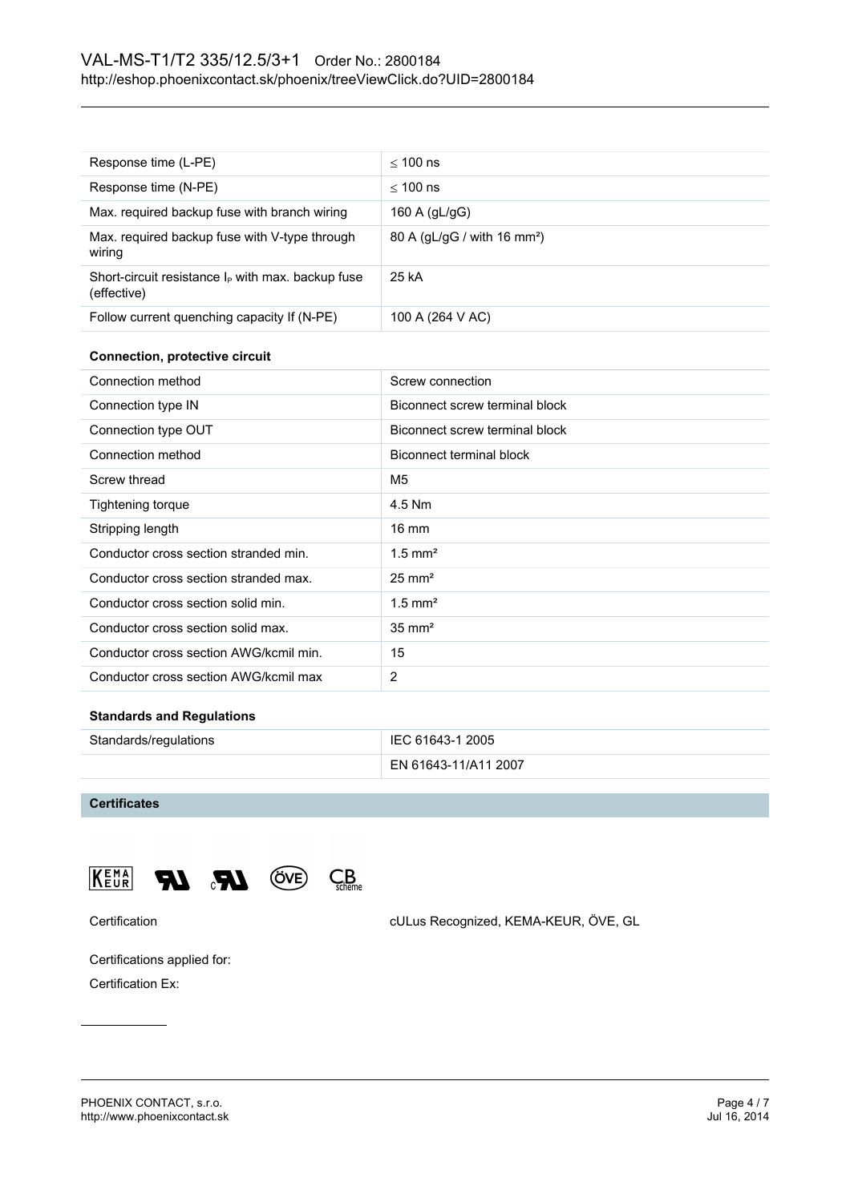| | |
|---|---|
| Response time (L-PE) | ≤ 100 ns |
| Response time (N-PE) | ≤ 100 ns |
| Max. required backup fuse with branch wiring | 160 A (gL/gG) |
| Max. required backup fuse with V-type through wiring | 80 A (gL/gG / with 16 mm²) |
| Short-circuit resistance $I_P$ with max. backup fuse (effective) | 25 kA |
| Follow current quenching capacity If (N-PE) | 100 A (264 V AC) |

**Connection, protective circuit**

| | |
|---|---|
| Connection method | Screw connection |
| Connection type IN | Biconnect screw terminal block |
| Connection type OUT | Biconnect screw terminal block |
| Connection method | Biconnect terminal block |
| Screw thread | M5 |
| Tightening torque | 4.5 Nm |
| Stripping length | 16 mm |
| Conductor cross section stranded min. | 1.5 mm² |
| Conductor cross section stranded max. | 25 mm² |
| Conductor cross section solid min. | 1.5 mm² |
| Conductor cross section solid max. | 35 mm² |
| Conductor cross section AWG/kcmil min. | 15 |
| Conductor cross section AWG/kcmil max | 2 |

**Standards and Regulations**

| | |
|---|---|
| Standards/regulations | IEC 61643-1 2005 |
| | EN 61643-11/A11 2007 |

## Certificates

| | |
|---|---|
| Certification | cULus Recognized, KEMA-KEUR, ÖVE, GL |

Certifications applied for:

Certification Ex: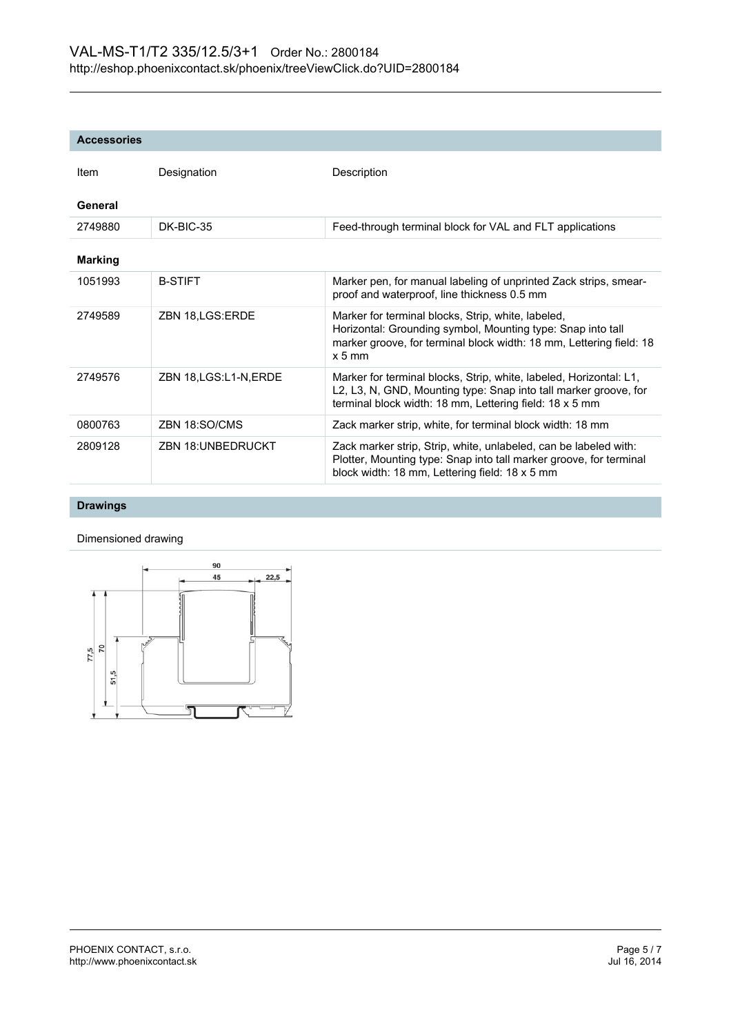## Accessories

| Item | Designation | Description |
|---|---|---|
| **General** | | |
| 2749880 | DK-BIC-35 | Feed-through terminal block for VAL and FLT applications |
| **Marking** | | |
| 1051993 | B-STIFT | Marker pen, for manual labeling of unprinted Zack strips, smear-proof and waterproof, line thickness 0.5 mm |
| 2749589 | ZBN 18,LGS:ERDE | Marker for terminal blocks, Strip, white, labeled, Horizontal: Grounding symbol, Mounting type: Snap into tall marker groove, for terminal block width: 18 mm, Lettering field: 18 x 5 mm |
| 2749576 | ZBN 18,LGS:L1-N,ERDE | Marker for terminal blocks, Strip, white, labeled, Horizontal: L1, L2, L3, N, GND, Mounting type: Snap into tall marker groove, for terminal block width: 18 mm, Lettering field: 18 x 5 mm |
| 0800763 | ZBN 18:SO/CMS | Zack marker strip, white, for terminal block width: 18 mm |
| 2809128 | ZBN 18:UNBEDRUCKT | Zack marker strip, Strip, white, unlabeled, can be labeled with: Plotter, Mounting type: Snap into tall marker groove, for terminal block width: 18 mm, Lettering field: 18 x 5 mm |

## Drawings

Dimensioned drawing

90

45

22,5

77,5

70

51,5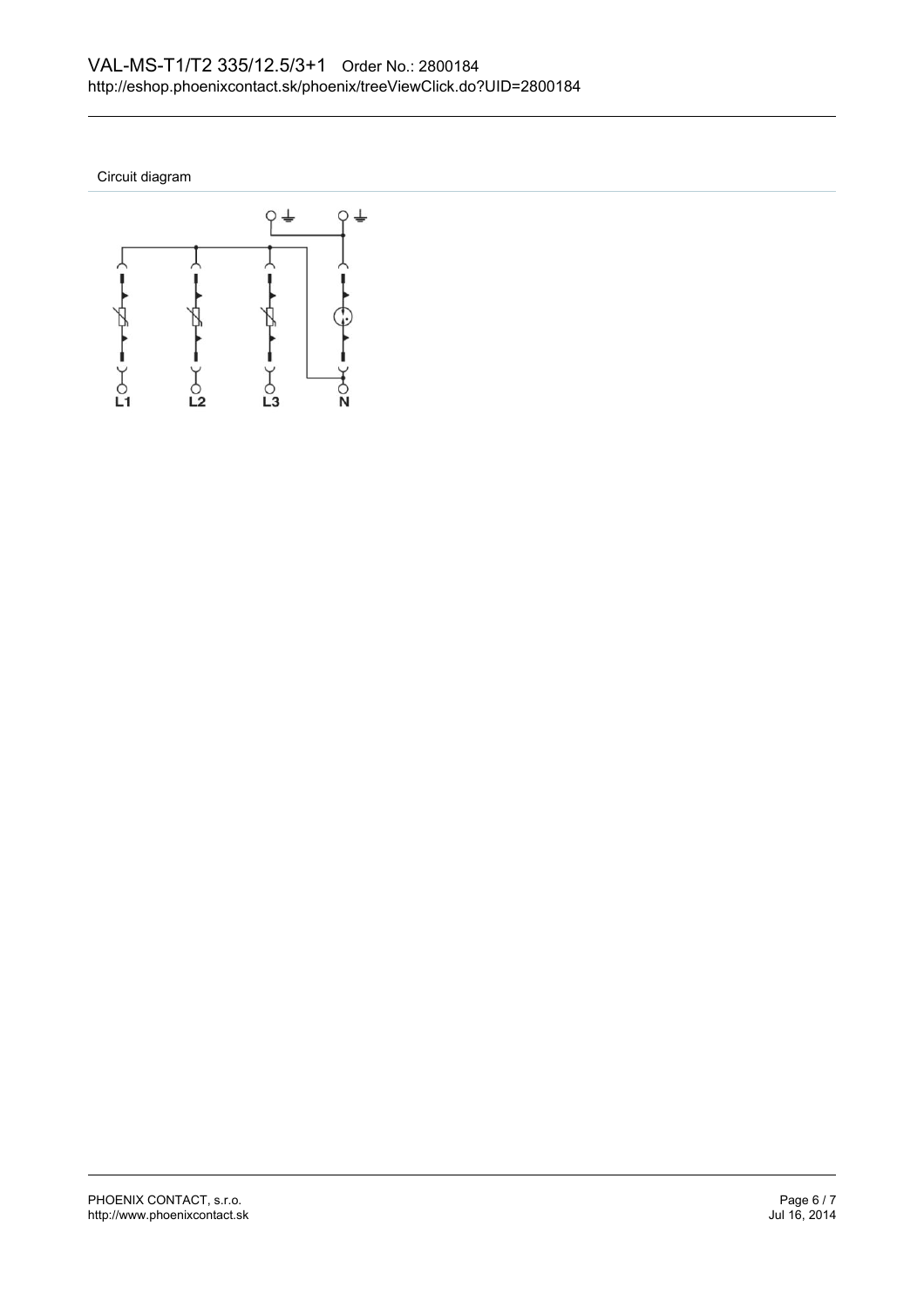Circuit diagram

L1 L2 L3 N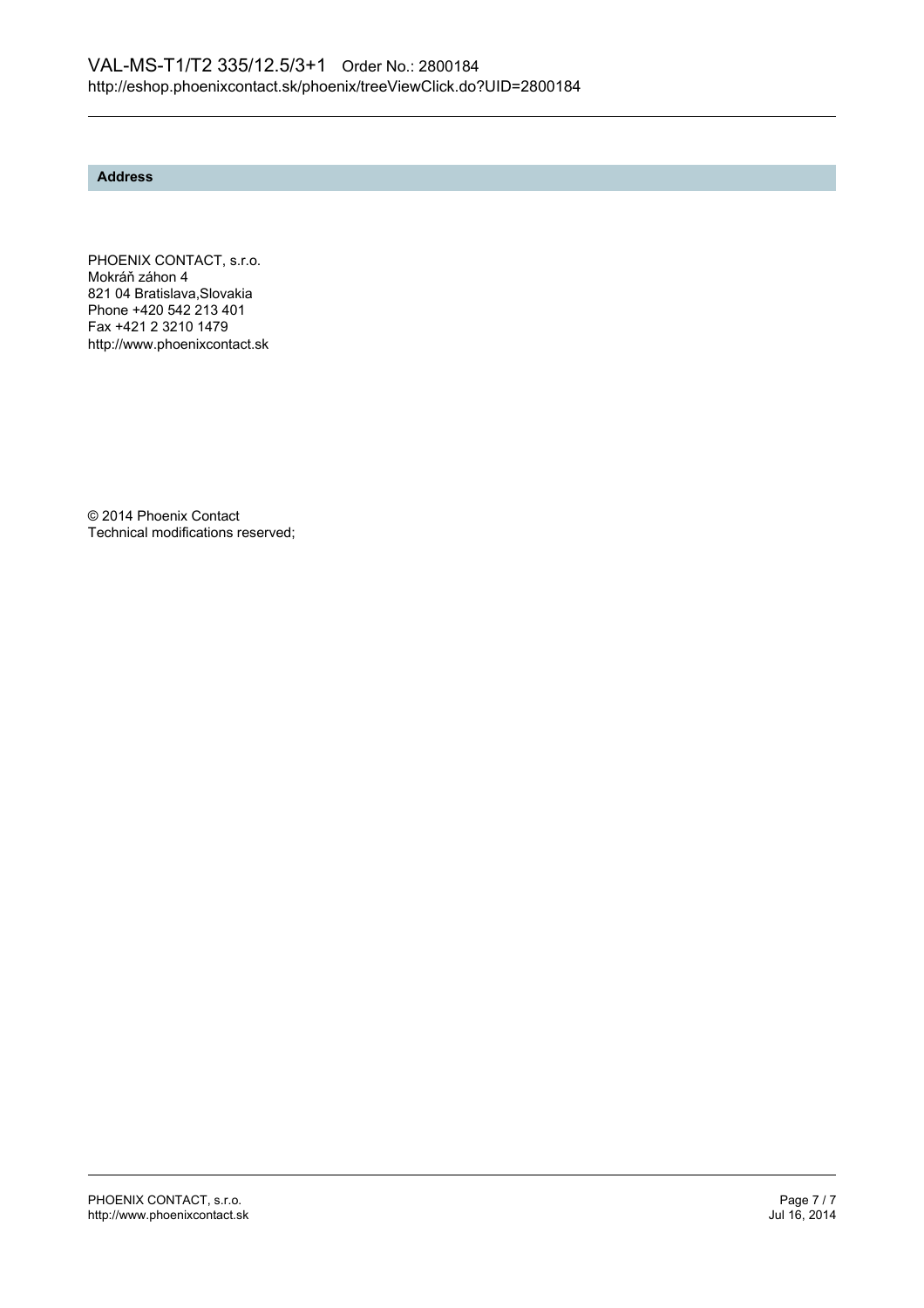## Address

PHOENIX CONTACT, s.r.o.
Mokráň záhon 4
821 04 Bratislava,Slovakia
Phone +420 542 213 401
Fax +421 2 3210 1479
http://www.phoenixcontact.sk

© 2014 Phoenix Contact
Technical modifications reserved;